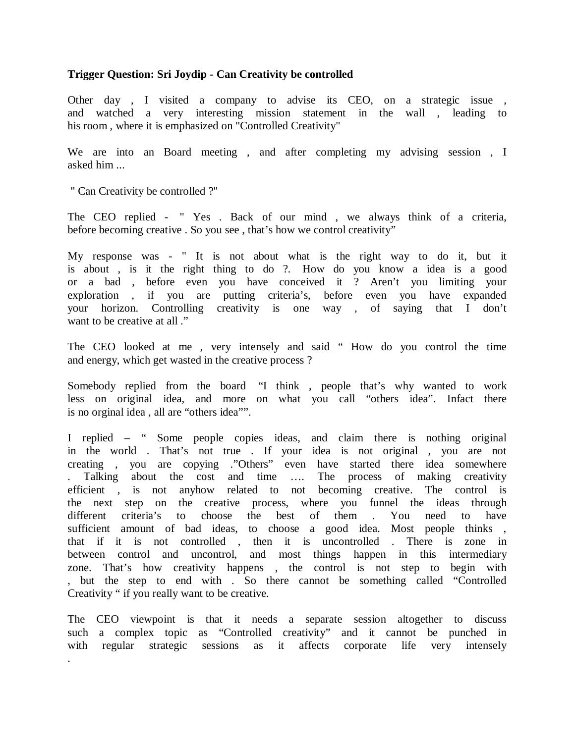**Trigger Question: Sri Joydip - Can Creativity be controlled**

Other day , I visited a company to advise its CEO, on a strategic issue , and watched a very interesting mission statement in the wall , leading to his room , where it is emphasized on "Controlled Creativity"

We are into an Board meeting , and after completing my advising session , I asked him ...

" Can Creativity be controlled ?"

The CEO replied - " Yes . Back of our mind , we always think of a criteria, before becoming creative . So you see , that's how we control creativity"

My response was - " It is not about what is the right way to do it, but it is about , is it the right thing to do ?. How do you know a idea is a good or a bad , before even you have conceived it ? Aren't you limiting your exploration , if you are putting criteria's, before even you have expanded your horizon. Controlling creativity is one way , of saying that I don't want to be creative at all ."

The CEO looked at me , very intensely and said " How do you control the time and energy, which get wasted in the creative process ?

Somebody replied from the board "I think , people that's why wanted to work less on original idea, and more on what you call "others idea". Infact there is no orginal idea , all are "others idea"".

I replied – " Some people copies ideas, and claim there is nothing original in the world . That's not true . If your idea is not original , you are not creating , you are copying ."Others" even have started there idea somewhere . Talking about the cost and time …. The process of making creativity efficient , is not anyhow related to not becoming creative. The control is the next step on the creative process, where you funnel the ideas through different criteria's to choose the best of them . You need to have sufficient amount of bad ideas, to choose a good idea. Most people thinks , that if it is not controlled , then it is uncontrolled . There is zone in between control and uncontrol, and most things happen in this intermediary zone. That's how creativity happens , the control is not step to begin with , but the step to end with . So there cannot be something called "Controlled Creativity " if you really want to be creative.

The CEO viewpoint is that it needs a separate session altogether to discuss such a complex topic as "Controlled creativity" and it cannot be punched in with regular strategic sessions as it affects corporate life very intensely .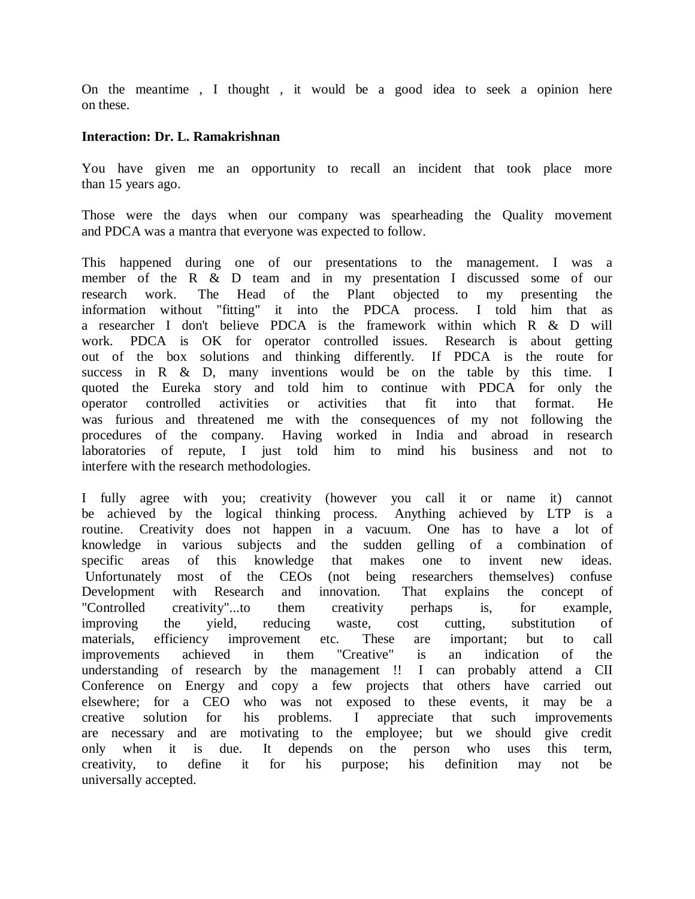On the meantime , I thought , it would be a good idea to seek a opinion here on these.

**Interaction: Dr. L. Ramakrishnan**

You have given me an opportunity to recall an incident that took place more than 15 years ago.

Those were the days when our company was spearheading the Quality movement and PDCA was a mantra that everyone was expected to follow.

This happened during one of our presentations to the management. I was a member of the R & D team and in my presentation I discussed some of our research work. The Head of the Plant objected to my presenting the information without "fitting" it into the PDCA process. I told him that as a researcher I don't believe PDCA is the framework within which R & D will work. PDCA is OK for operator controlled issues. Research is about getting out of the box solutions and thinking differently. If PDCA is the route for success in R & D, many inventions would be on the table by this time. I quoted the Eureka story and told him to continue with PDCA for only the operator controlled activities or activities that fit into that format. He was furious and threatened me with the consequences of my not following the procedures of the company. Having worked in India and abroad in research laboratories of repute, I just told him to mind his business and not to interfere with the research methodologies.

I fully agree with you; creativity (however you call it or name it) cannot be achieved by the logical thinking process. Anything achieved by LTP is a routine. Creativity does not happen in a vacuum. One has to have a lot of knowledge in various subjects and the sudden gelling of a combination of specific areas of this knowledge that makes one to invent new ideas. Unfortunately most of the CEOs (not being researchers themselves) confuse Development with Research and innovation. That explains the concept of "Controlled creativity"...to them creativity perhaps is, for example, improving the yield, reducing waste, cost cutting, substitution of materials, efficiency improvement etc. These are important; but to call improvements achieved in them "Creative" is an indication of the understanding of research by the management !! I can probably attend a CII Conference on Energy and copy a few projects that others have carried out elsewhere; for a CEO who was not exposed to these events, it may be a creative solution for his problems. I appreciate that such improvements are necessary and are motivating to the employee; but we should give credit only when it is due. It depends on the person who uses this term, creativity, to define it for his purpose; his definition may not be universally accepted.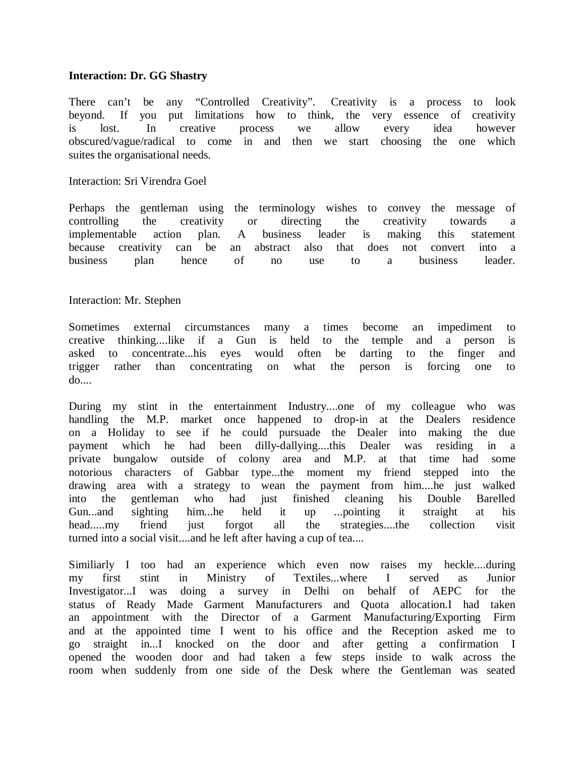**Interaction: Dr. GG Shastry**

There can't be any "Controlled Creativity". Creativity is a process to look beyond. If you put limitations how to think, the very essence of creativity is lost. In creative process we allow every idea however obscured/vague/radical to come in and then we start choosing the one which suites the organisational needs.

Interaction: Sri Virendra Goel

Perhaps the gentleman using the terminology wishes to convey the message of controlling the creativity or directing the creativity towards a implementable action plan. A business leader is making this statement because creativity can be an abstract also that does not convert into a business plan hence of no use to a business leader.

Interaction: Mr. Stephen

Sometimes external circumstances many a times become an impediment to creative thinking....like if a Gun is held to the temple and a person is asked to concentrate...his eyes would often be darting to the finger and trigger rather than concentrating on what the person is forcing one to do....

During my stint in the entertainment Industry....one of my colleague who was handling the M.P. market once happened to drop-in at the Dealers residence on a Holiday to see if he could pursuade the Dealer into making the due payment which he had been dilly-dallying....this Dealer was residing in a private bungalow outside of colony area and M.P. at that time had some notorious characters of Gabbar type...the moment my friend stepped into the drawing area with a strategy to wean the payment from him....he just walked into the gentleman who had just finished cleaning his Double Barelled Gun...and sighting him...he held it up ...pointing it straight at his head.....my friend just forgot all the strategies....the collection visit turned into a social visit....and he left after having a cup of tea....

Similiarly I too had an experience which even now raises my heckle....during my first stint in Ministry of Textiles...where I served as Junior Investigator...I was doing a survey in Delhi on behalf of AEPC for the status of Ready Made Garment Manufacturers and Quota allocation.I had taken an appointment with the Director of a Garment Manufacturing/Exporting Firm and at the appointed time I went to his office and the Reception asked me to go straight in...I knocked on the door and after getting a confirmation I opened the wooden door and had taken a few steps inside to walk across the room when suddenly from one side of the Desk where the Gentleman was seated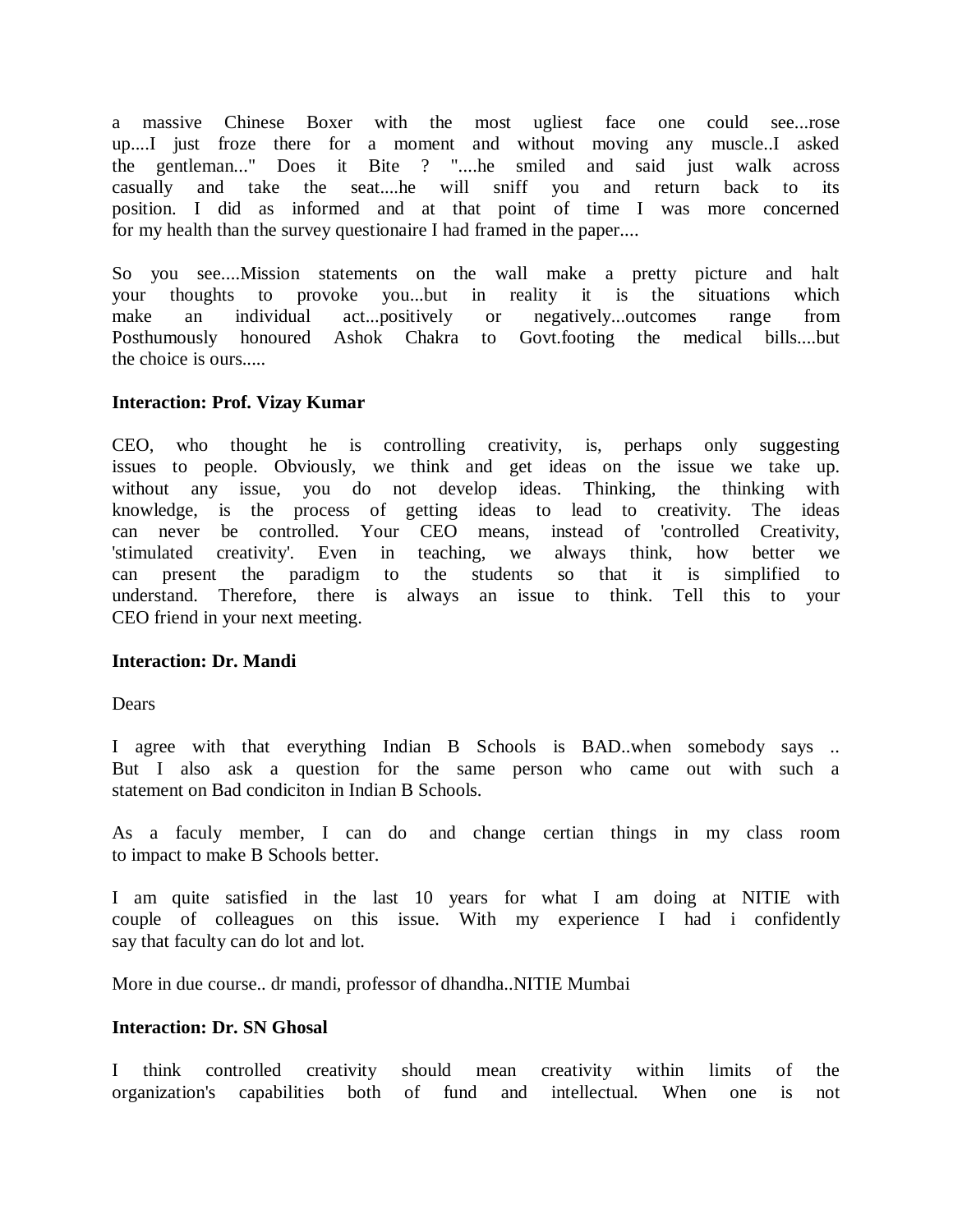a massive Chinese Boxer with the most ugliest face one could see...rose up....I just froze there for a moment and without moving any muscle..I asked the gentleman..." Does it Bite ? "....he smiled and said just walk across casually and take the seat....he will sniff you and return back to its position. I did as informed and at that point of time I was more concerned for my health than the survey questionaire I had framed in the paper....

So you see....Mission statements on the wall make a pretty picture and halt your thoughts to provoke you...but in reality it is the situations which make an individual act...positively or negatively...outcomes range from Posthumously honoured Ashok Chakra to Govt.footing the medical bills....but the choice is ours.....

**Interaction: Prof. Vizay Kumar**

CEO, who thought he is controlling creativity, is, perhaps only suggesting issues to people. Obviously, we think and get ideas on the issue we take up. without any issue, you do not develop ideas. Thinking, the thinking with knowledge, is the process of getting ideas to lead to creativity. The ideas can never be controlled. Your CEO means, instead of 'controlled Creativity, 'stimulated creativity'. Even in teaching, we always think, how better we can present the paradigm to the students so that it is simplified to understand. Therefore, there is always an issue to think. Tell this to your CEO friend in your next meeting.

**Interaction: Dr. Mandi**

Dears

I agree with that everything Indian B Schools is BAD..when somebody says .. But I also ask a question for the same person who came out with such a statement on Bad condiciton in Indian B Schools.

As a faculy member, I can do and change certian things in my class room to impact to make B Schools better.

I am quite satisfied in the last 10 years for what I am doing at NITIE with couple of colleagues on this issue. With my experience I had i confidently say that faculty can do lot and lot.

More in due course.. dr mandi, professor of dhandha..NITIE Mumbai

**Interaction: Dr. SN Ghosal**

I think controlled creativity should mean creativity within limits of the organization's capabilities both of fund and intellectual. When one is not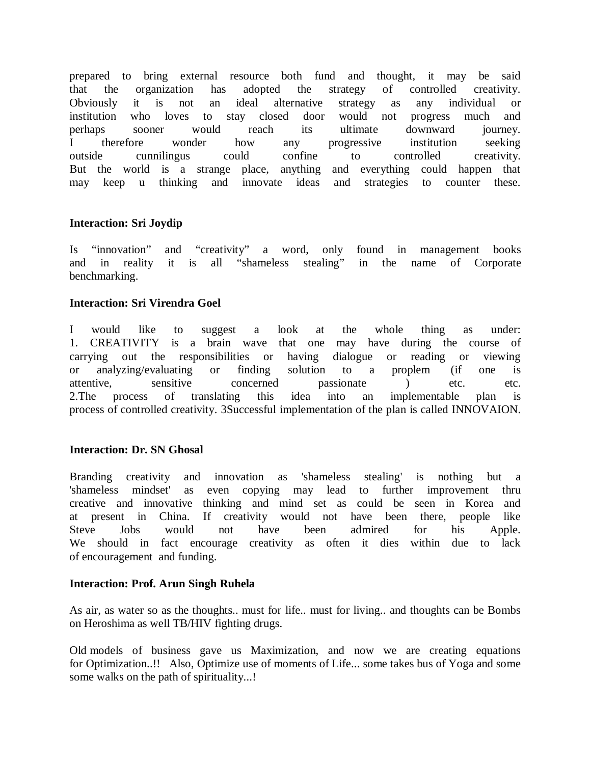prepared to bring external resource both fund and thought, it may be said that the organization has adopted the strategy of controlled creativity. Obviously it is not an ideal alternative strategy as any individual or institution who loves to stay closed door would not progress much and perhaps sooner would reach its ultimate downward journey.
I therefore wonder how any progressive institution seeking outside cunnilingus could confine to controlled creativity.
But the world is a strange place, anything and everything could happen that may keep u thinking and innovate ideas and strategies to counter these.

**Interaction: Sri Joydip**

Is "innovation" and "creativity" a word, only found in management books and in reality it is all "shameless stealing" in the name of Corporate benchmarking.

**Interaction: Sri Virendra Goel**

I would like to suggest a look at the whole thing as under:
1. CREATIVITY is a brain wave that one may have during the course of carrying out the responsibilities or having dialogue or reading or viewing or analyzing/evaluating or finding solution to a proplem (if one is attentive, sensitive concerned passionate ) etc. etc.
2.The process of translating this idea into an implementable plan is process of controlled creativity. 3Successful implementation of the plan is called INNOVAION.

**Interaction: Dr. SN Ghosal**

Branding creativity and innovation as 'shameless stealing' is nothing but a 'shameless mindset' as even copying may lead to further improvement thru creative and innovative thinking and mind set as could be seen in Korea and at present in China. If creativity would not have been there, people like Steve Jobs would not have been admired for his Apple.
We should in fact encourage creativity as often it dies within due to lack of encouragement and funding.

**Interaction: Prof. Arun Singh Ruhela**

As air, as water so as the thoughts.. must for life.. must for living.. and thoughts can be Bombs on Heroshima as well TB/HIV fighting drugs.

Old models of business gave us Maximization, and now we are creating equations for Optimization..!! Also, Optimize use of moments of Life... some takes bus of Yoga and some some walks on the path of spirituality...!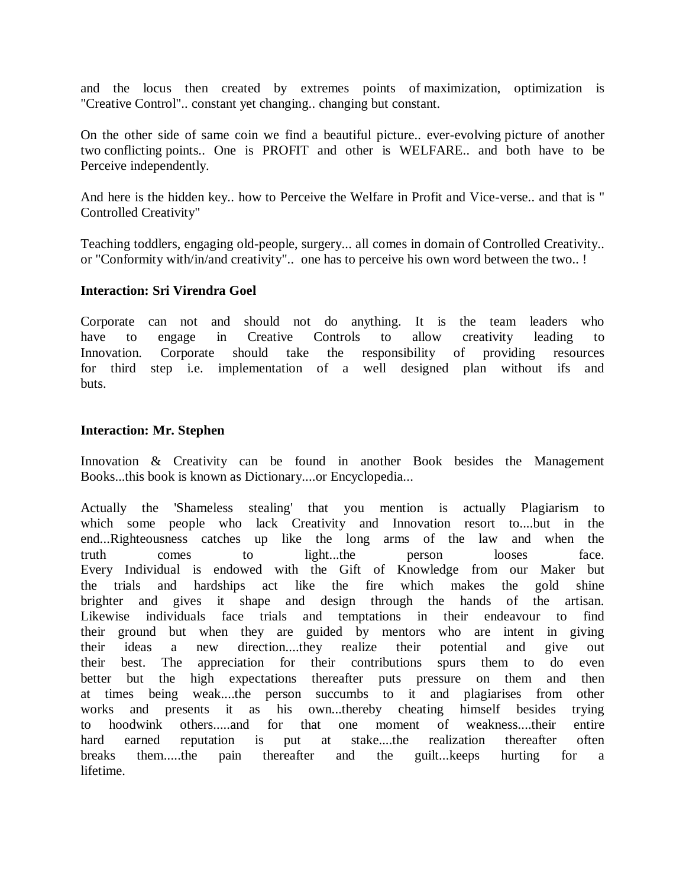and the locus then created by extremes points of maximization, optimization is "Creative Control".. constant yet changing.. changing but constant.

On the other side of same coin we find a beautiful picture.. ever-evolving picture of another two conflicting points.. One is PROFIT and other is WELFARE.. and both have to be Perceive independently.

And here is the hidden key.. how to Perceive the Welfare in Profit and Vice-verse.. and that is " Controlled Creativity"

Teaching toddlers, engaging old-people, surgery... all comes in domain of Controlled Creativity.. or "Conformity with/in/and creativity".. one has to perceive his own word between the two.. !

**Interaction: Sri Virendra Goel**

Corporate can not and should not do anything. It is the team leaders who have to engage in Creative Controls to allow creativity leading to Innovation. Corporate should take the responsibility of providing resources for third step i.e. implementation of a well designed plan without ifs and buts.

**Interaction: Mr. Stephen**

Innovation & Creativity can be found in another Book besides the Management Books...this book is known as Dictionary....or Encyclopedia...

Actually the 'Shameless stealing' that you mention is actually Plagiarism to which some people who lack Creativity and Innovation resort to....but in the end...Righteousness catches up like the long arms of the law and when the truth comes to light...the person looses face. Every Individual is endowed with the Gift of Knowledge from our Maker but the trials and hardships act like the fire which makes the gold shine brighter and gives it shape and design through the hands of the artisan. Likewise individuals face trials and temptations in their endeavour to find their ground but when they are guided by mentors who are intent in giving their ideas a new direction....they realize their potential and give out their best. The appreciation for their contributions spurs them to do even better but the high expectations thereafter puts pressure on them and then at times being weak....the person succumbs to it and plagiarises from other works and presents it as his own...thereby cheating himself besides trying to hoodwink others.....and for that one moment of weakness....their entire hard earned reputation is put at stake....the realization thereafter often breaks them.....the pain thereafter and the guilt...keeps hurting for a lifetime.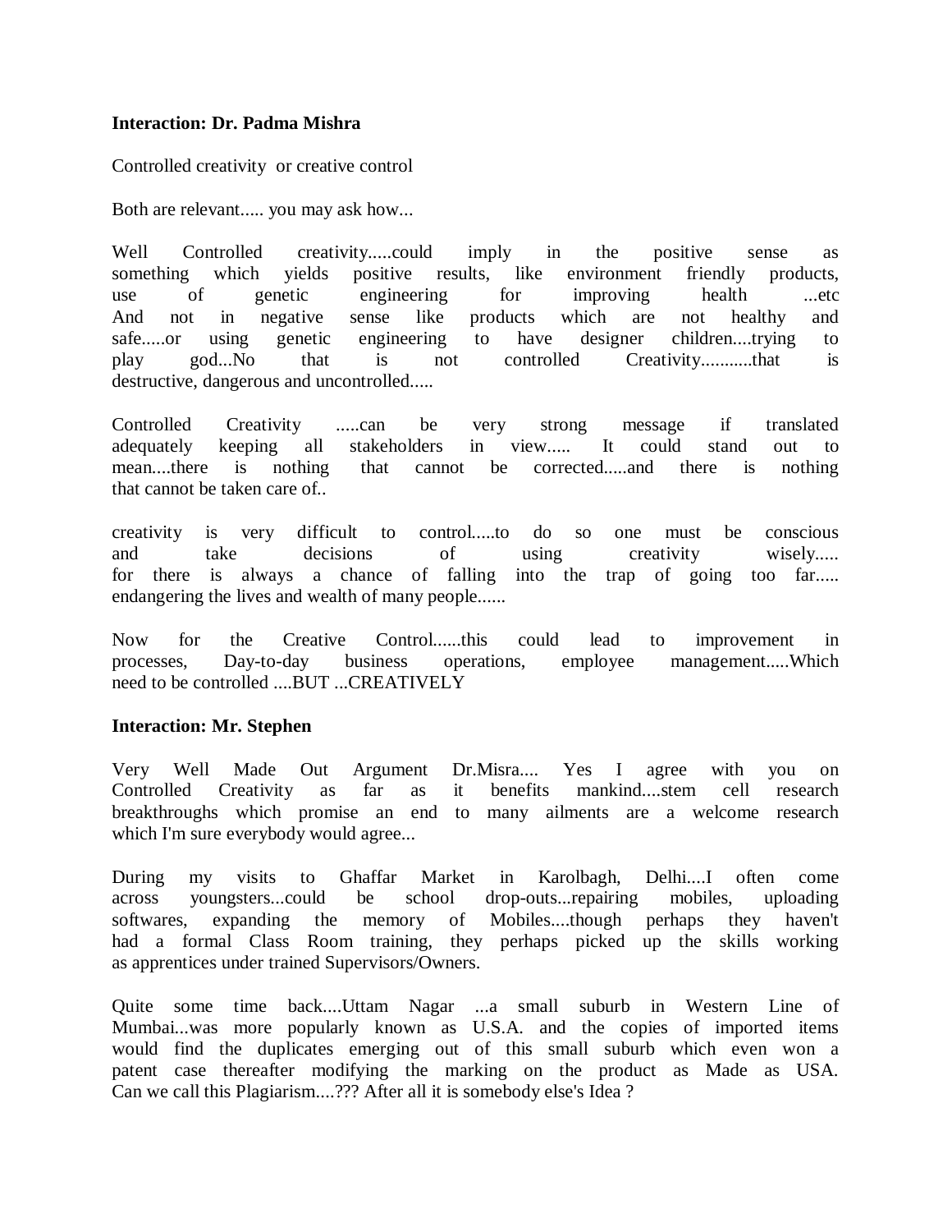**Interaction: Dr. Padma Mishra**

Controlled creativity or creative control

Both are relevant..... you may ask how...

Well Controlled creativity.....could imply in the positive sense as something which yields positive results, like environment friendly products, use of genetic engineering for improving health ...etc
And not in negative sense like products which are not healthy and safe.....or using genetic engineering to have designer children....trying to play god...No that is not controlled Creativity...........that is destructive, dangerous and uncontrolled.....

Controlled Creativity .....can be very strong message if translated adequately keeping all stakeholders in view..... It could stand out to mean....there is nothing that cannot be corrected.....and there is nothing that cannot be taken care of..

creativity is very difficult to control.....to do so one must be conscious and take decisions of using creativity wisely.....
for there is always a chance of falling into the trap of going too far..... endangering the lives and wealth of many people......

Now for the Creative Control......this could lead to improvement in processes, Day-to-day business operations, employee management.....Which need to be controlled ....BUT ...CREATIVELY

**Interaction: Mr. Stephen**

Very Well Made Out Argument Dr.Misra.... Yes I agree with you on Controlled Creativity as far as it benefits mankind....stem cell research breakthroughs which promise an end to many ailments are a welcome research which I'm sure everybody would agree...

During my visits to Ghaffar Market in Karolbagh, Delhi....I often come across youngsters...could be school drop-outs...repairing mobiles, uploading softwares, expanding the memory of Mobiles....though perhaps they haven't had a formal Class Room training, they perhaps picked up the skills working as apprentices under trained Supervisors/Owners.

Quite some time back....Uttam Nagar ...a small suburb in Western Line of Mumbai...was more popularly known as U.S.A. and the copies of imported items would find the duplicates emerging out of this small suburb which even won a patent case thereafter modifying the marking on the product as Made as USA. Can we call this Plagiarism....??? After all it is somebody else's Idea ?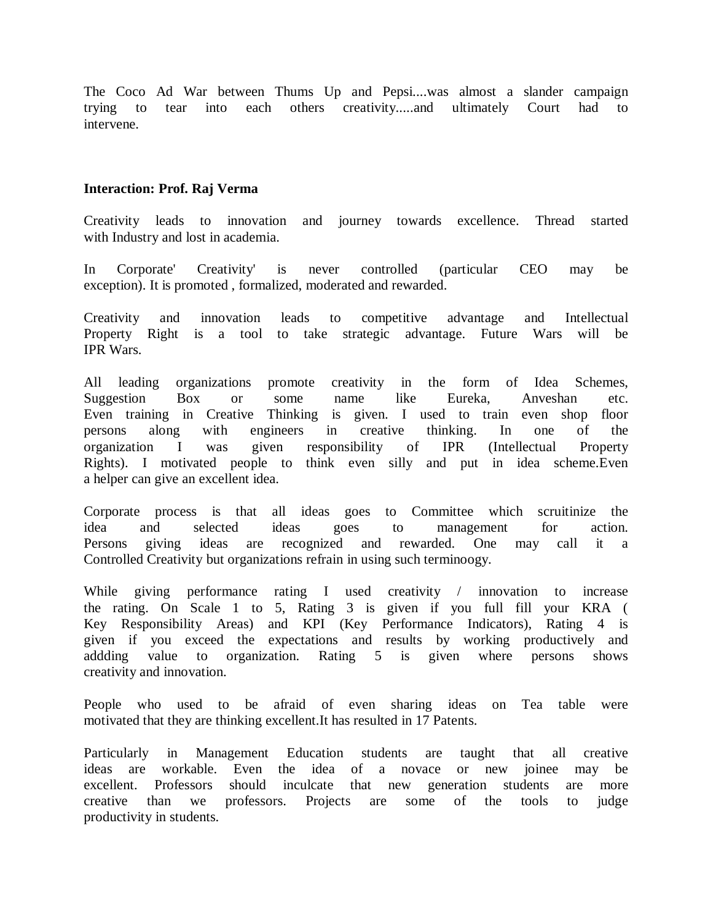The Coco Ad War between Thums Up and Pepsi....was almost a slander campaign trying to tear into each others creativity.....and ultimately Court had to intervene.

**Interaction: Prof. Raj Verma**

Creativity leads to innovation and journey towards excellence. Thread started with Industry and lost in academia.

In Corporate' Creativity' is never controlled (particular CEO may be exception). It is promoted , formalized, moderated and rewarded.

Creativity and innovation leads to competitive advantage and Intellectual Property Right is a tool to take strategic advantage. Future Wars will be IPR Wars.

All leading organizations promote creativity in the form of Idea Schemes, Suggestion Box or some name like Eureka, Anveshan etc. Even training in Creative Thinking is given. I used to train even shop floor persons along with engineers in creative thinking. In one of the organization I was given responsibility of IPR (Intellectual Property Rights). I motivated people to think even silly and put in idea scheme.Even a helper can give an excellent idea.

Corporate process is that all ideas goes to Committee which scruitinize the idea and selected ideas goes to management for action. Persons giving ideas are recognized and rewarded. One may call it a Controlled Creativity but organizations refrain in using such terminoogy.

While giving performance rating I used creativity / innovation to increase the rating. On Scale 1 to 5, Rating 3 is given if you full fill your KRA ( Key Responsibility Areas) and KPI (Key Performance Indicators), Rating 4 is given if you exceed the expectations and results by working productively and addding value to organization. Rating 5 is given where persons shows creativity and innovation.

People who used to be afraid of even sharing ideas on Tea table were motivated that they are thinking excellent.It has resulted in 17 Patents.

Particularly in Management Education students are taught that all creative ideas are workable. Even the idea of a novace or new joinee may be excellent. Professors should inculcate that new generation students are more creative than we professors. Projects are some of the tools to judge productivity in students.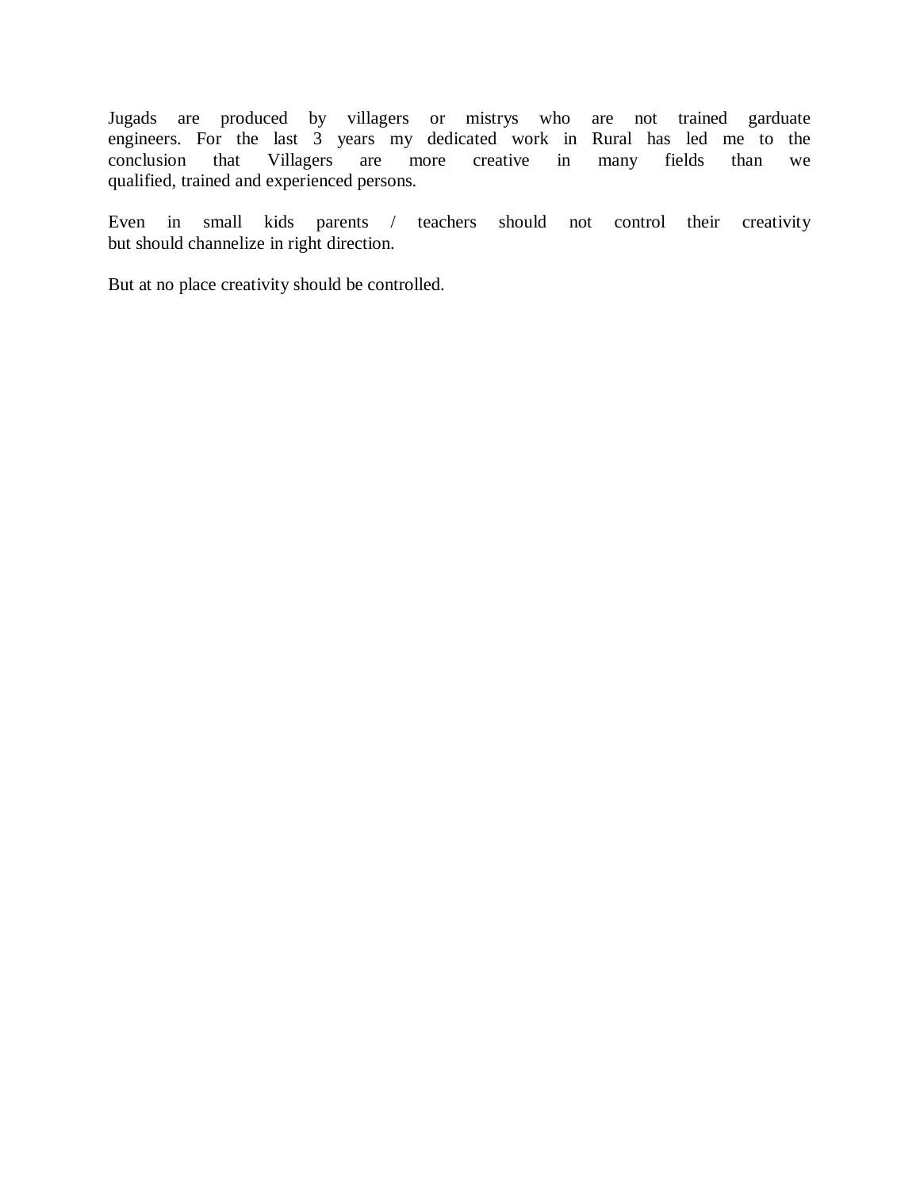Jugads are produced by villagers or mistrys who are not trained garduate engineers. For the last 3 years my dedicated work in Rural has led me to the conclusion that Villagers are more creative in many fields than we qualified, trained and experienced persons.

Even in small kids parents / teachers should not control their creativity but should channelize in right direction.

But at no place creativity should be controlled.